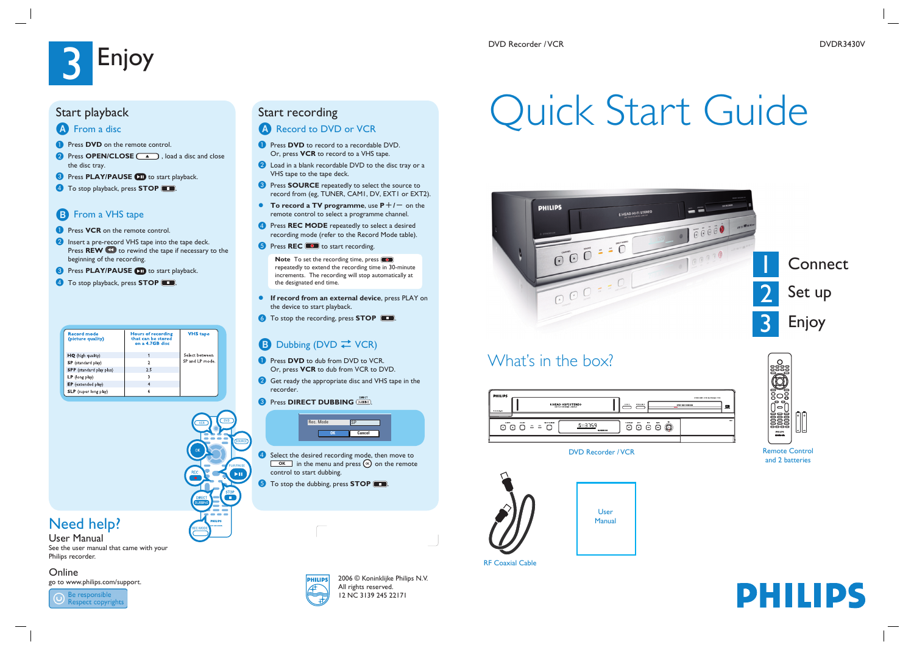DVD Recorder / VCR

DVDR3430V

# Quick Start Guide

1 Connect

2 Set up

3 Enjoy

## What's in the box?

DVD Recorder / VCR

Remote Control and 2 batteries

RF Coaxial Cable

User Manual

# 3 Enjoy

## Start playback

### A From a disc

1. Press **DVD** on the remote control.
2. Press **OPEN/CLOSE**, load a disc and close the disc tray.
3. Press **PLAY/PAUSE** to start playback.
4. To stop playback, press **STOP**.

### B From a VHS tape

1. Press **VCR** on the remote control.
2. Insert a pre-record VHS tape into the tape deck. Press **REW** to rewind the tape if necessary to the beginning of the recording.
3. Press **PLAY/PAUSE** to start playback.
4. To stop playback, press **STOP**.

| Record mode (picture quality) | Hours of recording that can be stored on a 4.7GB disc | VHS tape |
|---|---|---|
| **HQ** (high quality) | 1 | Select between SP and LP mode. |
| **SP** (standard play) | 2 | |
| **SPP** (standard play plus) | 2.5 | |
| **LP** (long play) | 3 | |
| **EP** (extended play) | 4 | |
| **SLP** (super long play) | 6 | |

## Start recording

### A Record to DVD or VCR

1. Press **DVD** to record to a recordable DVD. Or, press **VCR** to record to a VHS tape.
2. Load in a blank recordable DVD to the disc tray or a VHS tape to the tape deck.
3. Press **SOURCE** repeatedly to select the source to record from (eg, TUNER, CAM1, DV, EXT1 or EXT2).
   - **To record a TV programme**, use **P +/–** on the remote control to select a programme channel.
4. Press **REC MODE** repeatedly to select a desired recording mode (refer to the Record Mode table).
5. Press **REC** to start recording.

**Note** To set the recording time, press REC repeatedly to extend the recording time in 30-minute increments. The recording will stop automatically at the designated end time.

- **If record from an external device**, press PLAY on the device to start playback.

6. To stop the recording, press **STOP**.

### B Dubbing (DVD ⇄ VCR)

1. Press **DVD** to dub from DVD to VCR. Or, press **VCR** to dub from VCR to DVD.
2. Get ready the appropriate disc and VHS tape in the recorder.
3. Press **DIRECT DUBBING**.

Rec. Mode | SP
OK | Cancel

4. Select the desired recording mode, then move to OK in the menu and press OK on the remote control to start dubbing.
5. To stop the dubbing, press **STOP**.

## Need help?

### User Manual

See the user manual that came with your Philips recorder.

### Online

go to www.philips.com/support.

Be responsible
Respect copyrights

2006 © Koninklijke Philips N.V.
All rights reserved.
12 NC 3139 245 22171

PHILIPS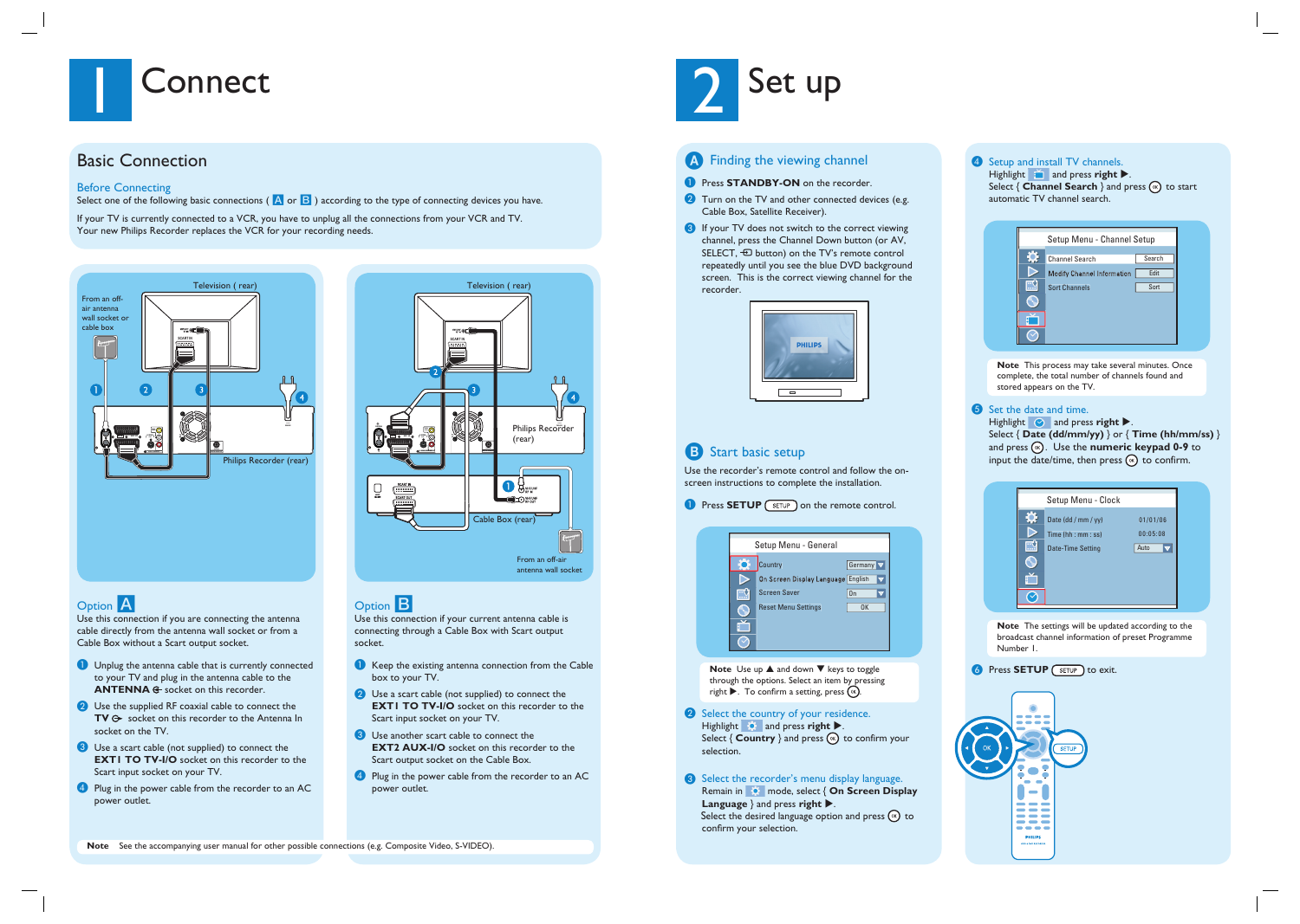# 1 Connect

## Basic Connection

### Before Connecting

Select one of the following basic connections ( A or B ) according to the type of connecting devices you have.

If your TV is currently connected to a VCR, you have to unplug all the connections from your VCR and TV. Your new Philips Recorder replaces the VCR for your recording needs.

Television ( rear)

From an off-air antenna wall socket or cable box

Philips Recorder (rear)

### Option A

Use this connection if you are connecting the antenna cable directly from the antenna wall socket or from a Cable Box without a Scart output socket.

1. Unplug the antenna cable that is currently connected to your TV and plug in the antenna cable to the **ANTENNA** socket on this recorder.
2. Use the supplied RF coaxial cable to connect the **TV** socket on this recorder to the Antenna In socket on the TV.
3. Use a scart cable (not supplied) to connect the **EXT1 TO TV-I/O** socket on this recorder to the Scart input socket on your TV.
4. Plug in the power cable from the recorder to an AC power outlet.

Television ( rear)

Philips Recorder (rear)

Cable Box (rear)

From an off-air antenna wall socket

### Option B

Use this connection if your current antenna cable is connecting through a Cable Box with Scart output socket.

1. Keep the existing antenna connection from the Cable box to your TV.
2. Use a scart cable (not supplied) to connect the **EXT1 TO TV-I/O** socket on this recorder to the Scart input socket on your TV.
3. Use another scart cable to connect the **EXT2 AUX-I/O** socket on this recorder to the Scart output socket on the Cable Box.
4. Plug in the power cable from the recorder to an AC power outlet.

**Note** See the accompanying user manual for other possible connections (e.g. Composite Video, S-VIDEO).

# 2 Set up

## A Finding the viewing channel

1. Press **STANDBY-ON** on the recorder.
2. Turn on the TV and other connected devices (e.g. Cable Box, Satellite Receiver).
3. If your TV does not switch to the correct viewing channel, press the Channel Down button (or AV, SELECT, button) on the TV's remote control repeatedly until you see the blue DVD background screen. This is the correct viewing channel for the recorder.

PHILIPS

## B Start basic setup

Use the recorder's remote control and follow the on-screen instructions to complete the installation.

1. Press **SETUP** ( SETUP ) on the remote control.

Setup Menu - General

Country — Germany
On Screen Display Language — English
Screen Saver — On
Reset Menu Settings — OK

**Note** Use up ▲ and down ▼ keys to toggle through the options. Select an item by pressing right ▶. To confirm a setting, press OK.

2. Select the country of your residence.
   Highlight and press **right** ▶.
   Select { **Country** } and press OK to confirm your selection.

3. Select the recorder's menu display language.
   Remain in mode, select { **On Screen Display Language** } and press **right** ▶.
   Select the desired language option and press OK to confirm your selection.

4. Setup and install TV channels.
   Highlight and press **right** ▶.
   Select { **Channel Search** } and press OK to start automatic TV channel search.

Setup Menu - Channel Setup

Channel Search — Search
Modify Channel Information — Edit
Sort Channels — Sort

**Note** This process may take several minutes. Once complete, the total number of channels found and stored appears on the TV.

5. Set the date and time.
   Highlight and press **right** ▶.
   Select { **Date (dd/mm/yy)** } or { **Time (hh/mm/ss)** } and press OK. Use the **numeric keypad 0-9** to input the date/time, then press OK to confirm.

Setup Menu - Clock

Date (dd / mm / yy) — 01/01/06
Time (hh : mm : ss) — 00:05:08
Date-Time Setting — Auto

**Note** The settings will be updated according to the broadcast channel information of preset Programme Number 1.

6. Press **SETUP** ( SETUP ) to exit.